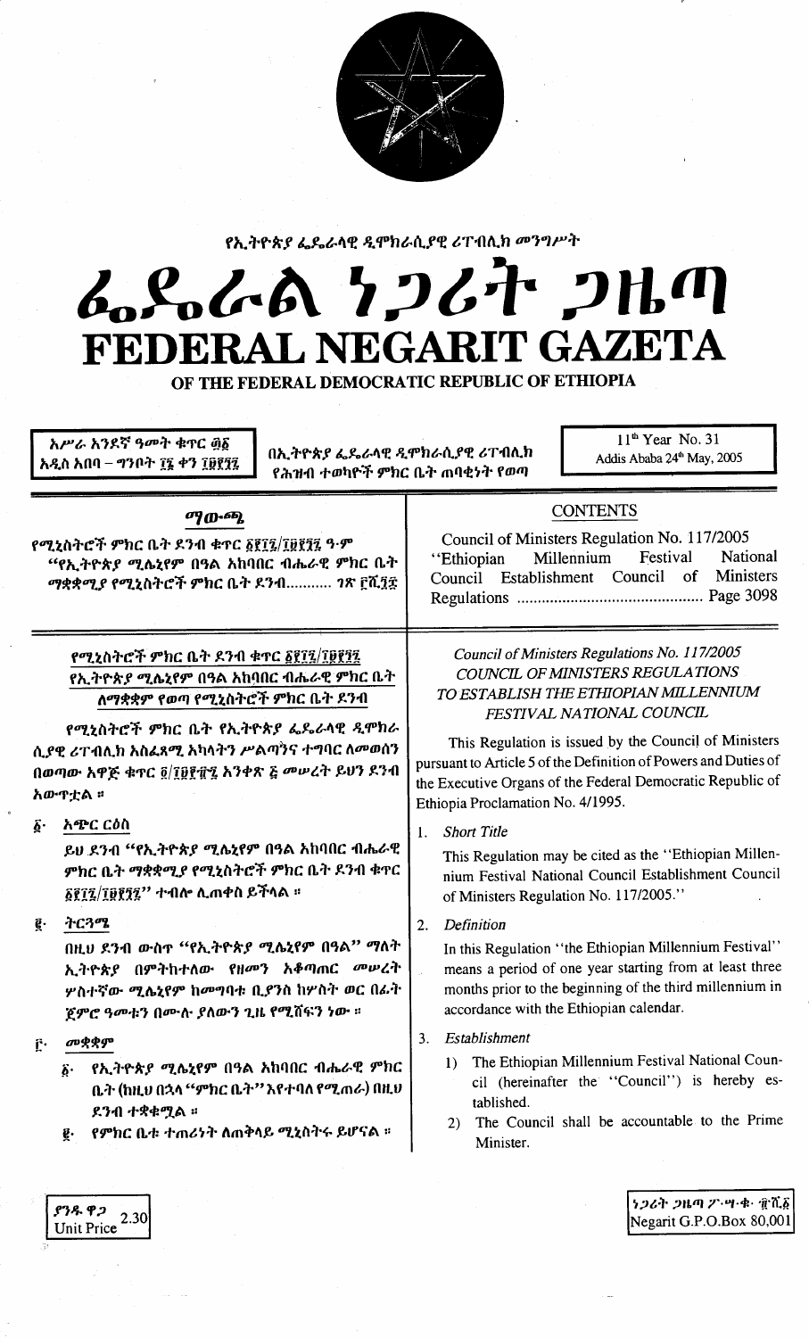የኢትዮጵያ ፌዴራላዊ ዲሞክራሲያዊ ሪፐብሊክ መንግሥት

# ፌዴራል ነጋሪት ጋዜጣ
# FEDERAL NEGARIT GAZETA
## OF THE FEDERAL DEMOCRATIC REPUBLIC OF ETHIOPIA

አሥራ አንደኛ ዓመት ቁጥር ፴፩
አዲስ አበባ – ግንቦት ፲፮ ቀን ፲፱፻፺፯

በኢትዮጵያ ፌዴራላዊ ዲሞክራሲያዊ ሪፐብሊክ የሕዝብ ተወካዮች ምክር ቤት ጠባቂነት የወጣ

11th Year No. 31
Addis Ababa 24th May, 2005

**ማውጫ**

የሚኒስትሮች ምክር ቤት ደንብ ቁጥር ፩፻፲፯/፲፱፻፺፯ ዓ.ም "የኢትዮጵያ ሚሌኒየም በዓል አከባበር ብሔራዊ ምክር ቤት ማቋቋሚያ የሚኒስትሮች ምክር ቤት ደንብ........... ገጽ ፫ሺ፺፰

**CONTENTS**

Council of Ministers Regulation No. 117/2005 "Ethiopian Millennium Festival National Council Establishment Council of Ministers Regulations ............................................ Page 3098

**የሚኒስትሮች ምክር ቤት ደንብ ቁጥር ፩፻፲፯/፲፱፻፺፯**
**የኢትዮጵያ ሚሌኒየም በዓል አከባበር ብሔራዊ ምክር ቤት ለማቋቋም የወጣ የሚኒስትሮች ምክር ቤት ደንብ**

የሚኒስትሮች ምክር ቤት የኢትዮጵያ ፌዴራላዊ ዲሞክራሲያዊ ሪፐብሊክ አስፈጻሚ አካላትን ሥልጣንና ተግባር ለመወሰን በወጣው አዋጅ ቁጥር ፬/፲፱፻፹፯ አንቀጽ ፭ መሠረት ይህን ደንብ አውጥቷል ።

፩· አጭር ርዕስ

ይህ ደንብ "የኢትዮጵያ ሚሌኒየም በዓል አከባበር ብሔራዊ ምክር ቤት ማቋቋሚያ የሚኒስትሮች ምክር ቤት ደንብ ቁጥር ፩፻፲፯/፲፱፻፺፯" ተብሎ ሊጠቀስ ይችላል ።

፪· ትርጓሜ

በዚህ ደንብ ውስጥ "የኢትዮጵያ ሚሌኒየም በዓል" ማለት ኢትዮጵያ በምትከተለው የዘመን አቆጣጠር መሠረት ሦስተኛው ሚሌኒየም ከመግባቱ ቢያንስ ከሦስት ወር በፊት ጀምሮ ዓመቱን በሙሉ ያለውን ጊዜ የሚሸፍን ነው ።

፫· መቋቋም

፩· የኢትዮጵያ ሚሌኒየም በዓል አከባበር ብሔራዊ ምክር ቤት (ከዚህ በኋላ "ምክር ቤት" እየተባለ የሚጠራ) በዚህ ደንብ ተቋቁሟል ።

፪· የምክር ቤቱ ተጠሪነት ለጠቅላይ ሚኒስትሩ ይሆናል ።

*Council of Ministers Regulations No. 117/2005*
*COUNCIL OF MINISTERS REGULATIONS TO ESTABLISH THE ETHIOPIAN MILLENNIUM FESTIVAL NATIONAL COUNCIL*

This Regulation is issued by the Council of Ministers pursuant to Article 5 of the Definition of Powers and Duties of the Executive Organs of the Federal Democratic Republic of Ethiopia Proclamation No. 4/1995.

1. *Short Title*

   This Regulation may be cited as the "Ethiopian Millennium Festival National Council Establishment Council of Ministers Regulation No. 117/2005."

2. *Definition*

   In this Regulation "the Ethiopian Millennium Festival" means a period of one year starting from at least three months prior to the beginning of the third millennium in accordance with the Ethiopian calendar.

3. *Establishment*

   1) The Ethiopian Millennium Festival National Council (hereinafter the "Council") is hereby established.
   2) The Council shall be accountable to the Prime Minister.

ያንዱ ዋጋ
Unit Price 2.30

ነጋሪት ጋዜጣ ፖ·ሣ·ቁ· ፹ሺ፩
Negarit G.P.O.Box 80,001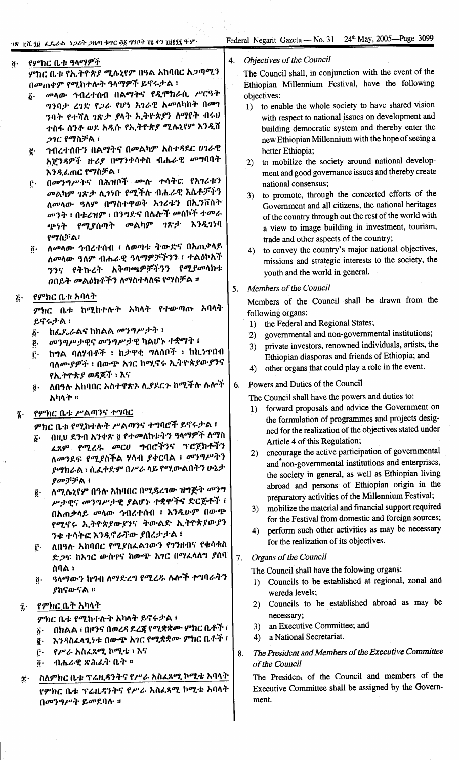፬· *የምክር ቤቱ ዓላማዎች*

ምክር ቤቱ የኢትዮጵያ ሚሌኒየም በዓል አከባበር አጋጣሚን በመጠቀም የሚከተሉት ዓላማዎች ይኖሩታል ፤

፩· መላው ኅብረተሰብ በልማትና የዲሞክራሲ ሥርዓት ግንባታ ረገድ የጋራ የሆነ አገራዊ አመለካከት በመገንባት የተሻለ ገጽታ ያላት ኢትዮጵያን ለማየት ብሩህ ተስፋ ሰንቆ ወደ አዲሱ የኢትዮጵያ ሚሌኒየም እንዲሸጋገር የማስቻል ፤

፪· ኅብረተሰቡን በልማትና በመልካም አስተዳደር ሀገራዊ አጀንዳዎች ዙሪያ በማንቀሳቀስ ብሔራዊ መግባባት እንዲፈጠር የማስቻል ፤

፫· በመንግሥትና በሕዝቦች ሙሉ ተሳትፎ የአገሪቱን መልክም ገጽታ ሊገነቡ የሚችሉ ብሔራዊ እሴቶችን ለመላው ዓለም በማስተዋወቅ አገሪቱን በኢንቨስትመንት ፣ በቱሪዝም ፣ በንግድና በሌሎች መስኮች ተመራጭነት የሚያስገኝ መልካም ገጽታ እንዲገነባ የማስቻል፣

፬· ለመላው ኅብረተሰብ ፣ ለወጣቱ ትውልድና በአጠቃላይ ለመላው ዓለም ብሔራዊ ዓላማዎቻችንን ፣ ተልዕኮአችንንና የተከሩረት አቅጣጫዎቻችንን የሚያመለክቱ ዐበይት መልዕክቶችን ለማስተላለፍ የማስቻል ።

፭· *የምክር ቤቱ አባላት*

ምክር ቤቱ ከሚከተሉት አካላት የተውጣጡ አባላት ይኖሩታል ፤

፩· ከፌዴራልና ከክልል መንግሥታት ፤

፪· መንግሥታዊና መንግሥታዊ ካልሆኑ ተቋማት ፤

፫· ከግል ባለሃብቶች ፣ ከታዋቂ ግለሰቦች ፣ ከኪነጥበብ ባለሙያዎች ፣ በውጭ አገር ከሚኖሩ ኢትዮጵያውያንና የኢትዮጵያ ወዳጆች ፣ እና

፬· ለበዓሉ አከባበር አስተዋጽኦ ሊያደርጉ ከሚችሉ ሌሎች አካላት ።

፮· *የምክር ቤቱ ሥልጣንና ተግባር*

ምክር ቤቱ የሚከተሉት ሥልጣንና ተግባሮች ይኖሩታል ፤

፩· በዚህ ደንብ አንቀጽ ፬ የተመለከቱትን ዓላማዎች ለማስፈጸም የሚረዱ መርሀ ግብሮችንና ፕሮጀክቶችን ለመንደፍ የሚያስችል ሃሳብ ያቀርባል ፣ መንግሥትን ያማክራል ፣ ሲፈቀድም በሥራ ላይ የሚውልበትን ሁኔታ ያመቻቻል ፤

፪· ለሚሌኒየም በዓሉ አከባበር በሚደረገው ዝግጅት መንግሥታዊና መንግሥታዊ ያልሆኑ ተቋሞችና ድርጅቶች ፣ በአጠቃላይ መላው ኅብረተሰብ ፣ እንዲሁም በውጭ የሚኖሩ ኢትዮጵያውያንና ትውልድ ኢትዮጵያውያን ንቁ ተሳትፎ እንዲኖራቸው ያበረታታል ፤

፫· ለበዓሉ አከባበር የሚያስፈልገውን የገንዘብና የቁሳቁስ ድጋፍ ከአገር ውስጥና ከውጭ አገር በማፈላለግ ያሰባስባል ፤

፬· ዓላማውን ከግብ ለማድረግ የሚረዱ ሌሎች ተግባራትን ያከናውናል ።

፯· *የምክር ቤት አካላት*

ምክር ቤቱ የሚከተሉት አካላት ይኖሩታል ፤

፩· በክልል ፣ በዞንና በወረዳ ደረጃ የሚቋቋሙ ምክር ቤቶች ፤

፪· እንዳስፈላጊነቱ በውጭ አገር የሚቋቋሙ ምክር ቤቶች ፤

፫· የሥራ አስፈጻሚ ኮሚቴ ፤ እና

፬· ብሔራዊ ጽሕፈት ቤት ።

፰· *ስለምክር ቤቱ ፕሬዚዳንትና የሥራ አስፈጻሚ ኮሚቴ አባላት*

የምክር ቤቱ ፕሬዚዳንትና የሥራ አስፈጻሚ ኮሚቴ አባላት በመንግሥት ይመደባሉ ።

4. *Objectives of the Council*

The Council shall, in conjunction with the event of the Ethiopian Millennium Festival, have the following objectives:

1) to enable the whole society to have shared vision with respect to national issues on development and building democratic system and thereby enter the new Ethiopian Millennium with the hope of seeing a better Ethiopia;
2) to mobilize the society around national development and good governance issues and thereby create national consensus;
3) to promote, through the concerted efforts of the Government and all citizens, the national heritages of the country through out the rest of the world with a view to image building in investment, tourism, trade and other aspects of the country;
4) to convey the country's major national objectives, missions and strategic interests to the society, the youth and the world in general.

5. *Members of the Council*

Members of the Council shall be drawn from the following organs:

1) the Federal and Regional States;
2) governmental and non-governmental institutions;
3) private investors, renowned individuals, artists, the Ethiopian diasporas and friends of Ethiopia; and
4) other organs that could play a role in the event.

6. Powers and Duties of the Council

The Council shall have the powers and duties to:

1) forward proposals and advice the Government on the formulation of programmes and projects designed for the realization of the objectives stated under Article 4 of this Regulation;
2) encourage the active participation of governmental and non-governmental institutions and enterprises, the society in general, as well as Ethiopian living abroad and persons of Ethiopian origin in the preparatory activities of the Millennium Festival;
3) mobilize the material and financial support required for the Festival from domestic and foreign sources;
4) perform such other activities as may be necessary for the realization of its objectives.

7. *Organs of the Council*

The Council shall have the folowing organs:

1) Councils to be established at regional, zonal and wereda levels;
2) Councils to be established abroad as may be necessary;
3) an Executive Committee; and
4) a National Secretariat.

8. *The President and Members of the Executive Committee of the Council*

The President of the Council and members of the Executive Committee shall be assigned by the Government.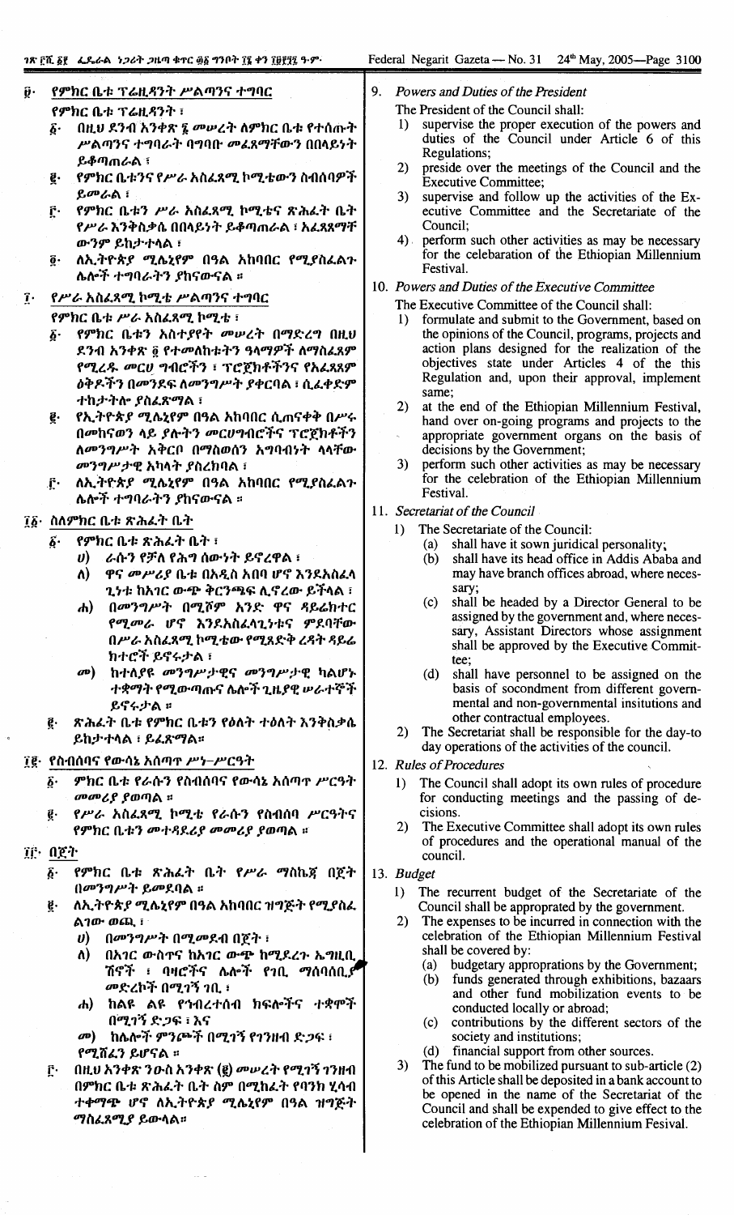፱· የምክር ቤቱ ፕሬዚዳንት ሥልጣንና ተግባር

የምክር ቤቱ ፕሬዚዳንት ፤

፩· በዚህ ደንብ አንቀጽ ፮ መሠረት ለምክር ቤቱ የተሰጡት ሥልጣንና ተግባራት ባግባቡ መፈጸማቸውን በበላይነት ይቆጣጠራል ፤

፪· የምክር ቤቱንና የሥራ አስፈጻሚ ኮሚቴውን ስብሰባዎች ይመራል ፤

፫· የምክር ቤቱን ሥራ አስፈጻሚ ኮሚቴና ጽሕፈት ቤት የሥራ እንቅስቃሴ በበላይነት ይቆጣጠራል ፤ አፈጻጸማቸውንም ይከታተላል ፤

፬· ለኢትዮጵያ ሚሌኒየም በዓል አከባበር የሚያስፈልጉ ሌሎች ተግባራትን ያከናውናል ።

፲· የሥራ አስፈጻሚ ኮሚቴ ሥልጣንና ተግባር

የምክር ቤቱ ሥራ አስፈጻሚ ኮሚቴ ፤

፩· የምክር ቤቱን አስተያየት መሠረት በማድረግ በዚህ ደንብ አንቀጽ ፬ የተመለከቱትን ዓላማዎች ለማስፈጸም የሚረዱ መርሀ ግብሮችን ፣ ፕሮጀክቶችንና የአፈጻጸም ዕቅዶችን በመንደፍ ለመንግሥት ያቀርባል ፤ ሲፈቀድም ተከታትሎ ያስፈጽማል ፤

፪· የኢትዮጵያ ሚሌኒየም በዓል አከባበር ሲጠናቀቅ በሥሩ በመከናወን ላይ ያሉትን መርሀግብሮችና ፕሮጀክቶችን ለመንግሥት አቅርቦ በማስወሰን አግባብነት ላላቸው መንግሥታዊ አካላት ያስረክባል ፤

፫· ለኢትዮጵያ ሚሌኒየም በዓል አከባበር የሚያስፈልጉ ሌሎች ተግባራትን ያከናውናል ።

፲፩· ስለምክር ቤቱ ጽሕፈት ቤት

፩· የምክር ቤቱ ጽሕፈት ቤት ፤

ሀ) ራሱን የቻለ የሕግ ሰውነት ይኖረዋል ፤

ለ) ዋና መሥሪያ ቤቱ በአዲስ አበባ ሆኖ እንደአስፈላጊነቱ ከአገር ውጭ ቅርንጫፍ ሊኖረው ይችላል ፤

ሐ) በመንግሥት በሚሾም አንድ ዋና ዳይሬክተር የሚመራ ሆኖ እንደአስፈላጊነቱና ምደባቸው በሥራ አስፈጻሚ ኮሚቴው የሚጸድቅ ረዳት ዳይሬክተሮች ይኖሩታል ፤

መ) ከተለያዩ መንግሥታዊና መንግሥታዊ ካልሆኑ ተቋማት የሚውጣጡና ሌሎች ጊዜያዊ ሠራተኞች ይኖሩታል ።

፪· ጽሕፈት ቤቱ የምክር ቤቱን የዕለት ተዕለት እንቅስቃሴ ይከታተላል ፤ ይፈጽማል።

፲፪· የስብሰባና የውሳኔ አሰጣጥ ሥነ-ሥርዓት

፩· ምክር ቤቱ የራሱን የስብሰባና የውሳኔ አሰጣጥ ሥርዓት መመሪያ ያወጣል ።

፪· የሥራ አስፈጻሚ ኮሚቴ የራሱን የስብሰባ ሥርዓትና የምክር ቤቱን መተዳደሪያ መመሪያ ያወጣል ።

፲፫· በጀት

፩· የምክር ቤቱ ጽሕፈት ቤት የሥራ ማስኬጃ በጀት በመንግሥት ይመደባል ።

፪· ለኢትዮጵያ ሚሌኒየም በዓል አከባበር ዝግጅት የሚያስፈልገው ወጪ ፤

ሀ) በመንግሥት በሚመደብ በጀት ፤

ለ) በአገር ውስጥና ከአገር ውጭ ከሚደረጉ ኤግዚቢሽኖች ፣ ባዛሮችና ሌሎች የገቢ ማሰባሰቢያ መድረኮች በሚገኝ ገቢ ፤

ሐ) ከልዩ ልዩ የኅብረተሰብ ክፍሎችና ተቋሞች በሚገኝ ድጋፍ ፤ እና

መ) ከሌሎች ምንጮች በሚገኝ የገንዘብ ድጋፍ ፤ የሚሸፈን ይሆናል ።

፫· በዚህ አንቀጽ ንዑስ አንቀጽ (፪) መሠረት የሚገኝ ገንዘብ በምክር ቤቱ ጽሕፈት ቤት ስም በሚከፈት የባንክ ሂሳብ ተቀማጭ ሆኖ ለኢትዮጵያ ሚሌኒየም በዓል ዝግጅት ማስፈጸሚያ ይውላል።

9. *Powers and Duties of the President*

The President of the Council shall:

1) supervise the proper execution of the powers and duties of the Council under Article 6 of this Regulations;
2) preside over the meetings of the Council and the Executive Committee;
3) supervise and follow up the activities of the Executive Committee and the Secretariat of the Council;
4) perform such other activities as may be necessary for the celebaration of the Ethiopian Millennium Festival.

10. *Powers and Duties of the Executive Committee*

The Executive Committee of the Council shall:

1) formulate and submit to the Government, based on the opinions of the Council, programs, projects and action plans designed for the realization of the objectives state under Articles 4 of this Regulation and, upon their approval, implement same;
2) at the end of the Ethiopian Millennium Festival, hand over on-going programs and projects to the appropriate government organs on the basis of decisions by the Government;
3) perform such other activities as may be necessary for the celebration of the Ethiopian Millennium Festival.

11. *Secretariat of the Council*

1) The Secretariat of the Council:
   (a) shall have it sown juridical personality;
   (b) shall have its head office in Addis Ababa and may have branch offices abroad, where necessary;
   (c) shall be headed by a Director General to be assigned by the government and, where necessary, Assistant Directors whose assignment shall be approved by the Executive Committee;
   (d) shall have personnel to be assigned on the basis of socondment from different governmental and non-governmental insitutions and other contractual employees.
2) The Secretariat shall be responsible for the day-to day operations of the activities of the council.

12. *Rules of Procedures*

1) The Council shall adopt its own rules of procedure for conducting meetings and the passing of decisions.
2) The Executive Committee shall adopt its own rules of procedures and the operational manual of the council.

13. *Budget*

1) The recurrent budget of the Secretariat of the Council shall be appropriated by the government.
2) The expenses to be incurred in connection with the celebration of the Ethiopian Millennium Festival shall be covered by:
   (a) budgetary appropriations by the Government;
   (b) funds generated through exhibitions, bazaars and other fund mobilization events to be conducted locally or abroad;
   (c) contributions by the different sectors of the society and institutions;
   (d) financial support from other sources.
3) The fund to be mobilized pursuant to sub-article (2) of this Article shall be deposited in a bank account to be opened in the name of the Secretariat of the Council and shall be expended to give effect to the celebration of the Ethiopian Millennium Fesival.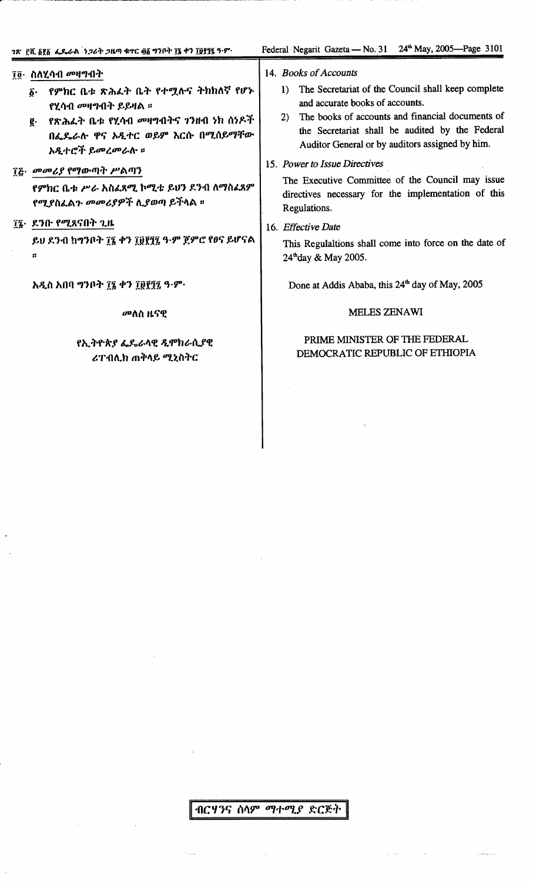፲፬· ስለሂሳብ መዛግብት

፩· የምክር ቤቱ ጽሕፈት ቤት የተሟሉና ትክክለኛ የሆኑ የሂሳብ መዛግብት ይይዛል ።

፪· የጽሕፈት ቤቱ የሂሳብ መዛግብትና ገንዘብ ነክ ሰነዶች በፌዴራሉ ዋና ኦዲተር ወይም እርሱ በሚሰይማቸው ኦዲተሮች ይመረመራሉ ።

፲፭· መመሪያ የማውጣት ሥልጣን

የምክር ቤቱ ሥራ አስፈጻሚ ኮሚቴ ይህን ደንብ ለማስፈጸም የሚያስፈልጉ መመሪያዎች ሊያወጣ ይችላል ።

፲፮· ደንቡ የሚጸናበት ጊዜ

ይህ ደንብ ከግንቦት ፲፮ ቀን ፲፱፻፺፯ ዓ·ም ጀምሮ የፀና ይሆናል ።

አዲስ አበባ ግንቦት ፲፮ ቀን ፲፱፻፺፯ ዓ·ም·

መለስ ዜናዊ

የኢትዮጵያ ፌዴራላዊ ዲሞክራሲያዊ ሪፐብሊክ ጠቅላይ ሚኒስትር

14. *Books of Accounts*

1) The Secretariat of the Council shall keep complete and accurate books of accounts.

2) The books of accounts and financial documents of the Secretariat shall be audited by the Federal Auditor General or by auditors assigned by him.

15. *Power to Issue Directives*

The Executive Committee of the Council may issue directives necessary for the implementation of this Regulations.

16. *Effective Date*

This Regulaltions shall come into force on the date of 24th day & May 2005.

Done at Addis Ababa, this 24th day of May, 2005

MELES ZENAWI

PRIME MINISTER OF THE FEDERAL DEMOCRATIC REPUBLIC OF ETHIOPIA

ብርሃንና ሰላም ማተሚያ ድርጅት